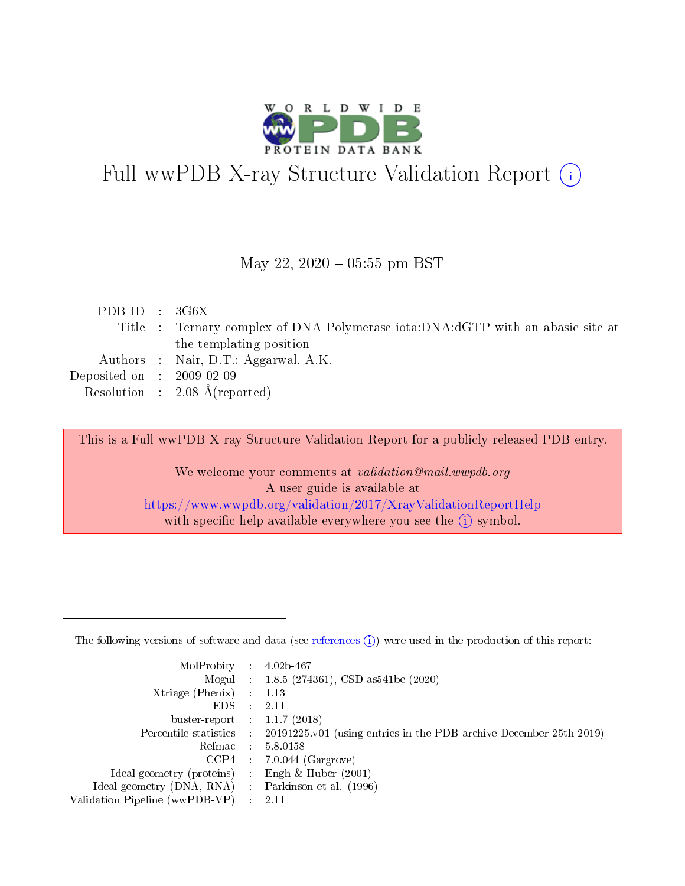# Full wwPDB X-ray Structure Validation Report (i)

May 22, 2020 – 05:55 pm BST

| | | |
|---|---|---|
| PDB ID | : | 3G6X |
| Title | : | Ternary complex of DNA Polymerase iota:DNA:dGTP with an abasic site at the templating position |
| Authors | : | Nair, D.T.; Aggarwal, A.K. |
| Deposited on | : | 2009-02-09 |
| Resolution | : | 2.08 Å(reported) |

This is a Full wwPDB X-ray Structure Validation Report for a publicly released PDB entry.

We welcome your comments at *validation@mail.wwpdb.org*
A user guide is available at
https://www.wwpdb.org/validation/2017/XrayValidationReportHelp
with specific help available everywhere you see the (i) symbol.

---

The following versions of software and data (see references (i)) were used in the production of this report:

| | | |
|---|---|---|
| MolProbity | : | 4.02b-467 |
| Mogul | : | 1.8.5 (274361), CSD as541be (2020) |
| Xtriage (Phenix) | : | 1.13 |
| EDS | : | 2.11 |
| buster-report | : | 1.1.7 (2018) |
| Percentile statistics | : | 20191225.v01 (using entries in the PDB archive December 25th 2019) |
| Refmac | : | 5.8.0158 |
| CCP4 | : | 7.0.044 (Gargrove) |
| Ideal geometry (proteins) | : | Engh & Huber (2001) |
| Ideal geometry (DNA, RNA) | : | Parkinson et al. (1996) |
| Validation Pipeline (wwPDB-VP) | : | 2.11 |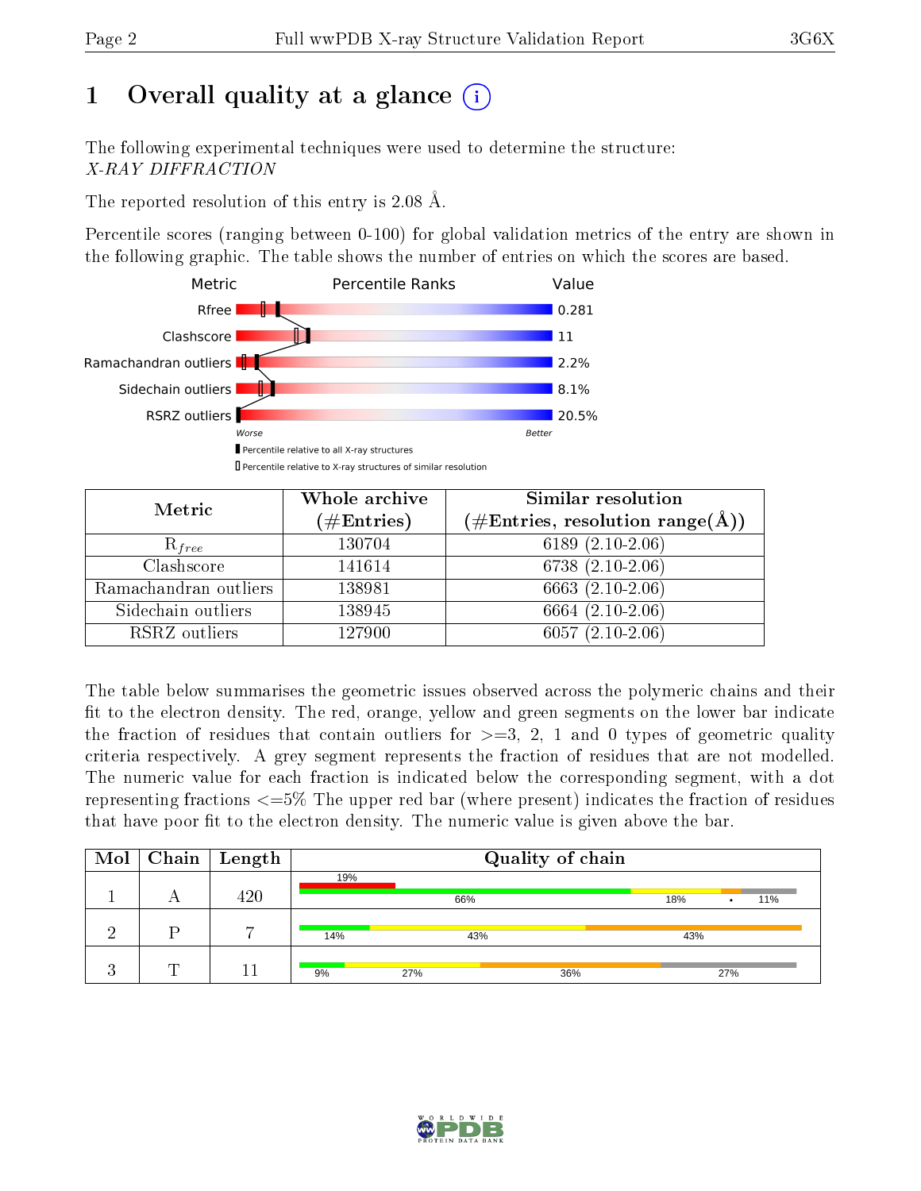# 1 Overall quality at a glance (i)

The following experimental techniques were used to determine the structure:
*X-RAY DIFFRACTION*

The reported resolution of this entry is 2.08 Å.

Percentile scores (ranging between 0-100) for global validation metrics of the entry are shown in the following graphic. The table shows the number of entries on which the scores are based.

| Metric | Value |
|---|---|
| Rfree | 0.281 |
| Clashscore | 11 |
| Ramachandran outliers | 2.2% |
| Sidechain outliers | 8.1% |
| RSRZ outliers | 20.5% |

Worse — Better

▮ Percentile relative to all X-ray structures
▯ Percentile relative to X-ray structures of similar resolution

| Metric | Whole archive (#Entries) | Similar resolution (#Entries, resolution range(Å)) |
|---|---|---|
| $R_{free}$ | 130704 | 6189 (2.10-2.06) |
| Clashscore | 141614 | 6738 (2.10-2.06) |
| Ramachandran outliers | 138981 | 6663 (2.10-2.06) |
| Sidechain outliers | 138945 | 6664 (2.10-2.06) |
| RSRZ outliers | 127900 | 6057 (2.10-2.06) |

The table below summarises the geometric issues observed across the polymeric chains and their fit to the electron density. The red, orange, yellow and green segments on the lower bar indicate the fraction of residues that contain outliers for >=3, 2, 1 and 0 types of geometric quality criteria respectively. A grey segment represents the fraction of residues that are not modelled. The numeric value for each fraction is indicated below the corresponding segment, with a dot representing fractions <=5% The upper red bar (where present) indicates the fraction of residues that have poor fit to the electron density. The numeric value is given above the bar.

| Mol | Chain | Length | Quality of chain |
|---|---|---|---|
| 1 | A | 420 | 19% (poor fit); 66%, 18%, •, 11% |
| 2 | P | 7 | 14%, 43%, 43% |
| 3 | T | 11 | 9%, 27%, 36%, 27% |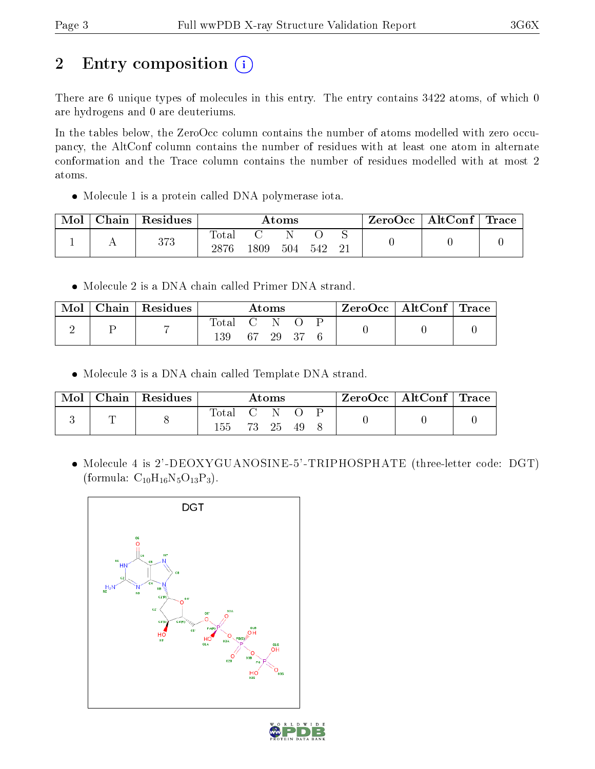## 2 Entry composition

There are 6 unique types of molecules in this entry. The entry contains 3422 atoms, of which 0 are hydrogens and 0 are deuteriums.

In the tables below, the ZeroOcc column contains the number of atoms modelled with zero occupancy, the AltConf column contains the number of residues with at least one atom in alternate conformation and the Trace column contains the number of residues modelled with at most 2 atoms.

- Molecule 1 is a protein called DNA polymerase iota.

| Mol | Chain | Residues | Atoms | | | | | ZeroOcc | AltConf | Trace |
|---|---|---|---|---|---|---|---|---|---|---|
| 1 | A | 373 | Total<br>2876 | C<br>1809 | N<br>504 | O<br>542 | S<br>21 | 0 | 0 | 0 |

- Molecule 2 is a DNA chain called Primer DNA strand.

| Mol | Chain | Residues | Atoms | | | | | ZeroOcc | AltConf | Trace |
|---|---|---|---|---|---|---|---|---|---|---|
| 2 | P | 7 | Total<br>139 | C<br>67 | N<br>29 | O<br>37 | P<br>6 | 0 | 0 | 0 |

- Molecule 3 is a DNA chain called Template DNA strand.

| Mol | Chain | Residues | Atoms | | | | | ZeroOcc | AltConf | Trace |
|---|---|---|---|---|---|---|---|---|---|---|
| 3 | T | 8 | Total<br>155 | C<br>73 | N<br>25 | O<br>49 | P<br>8 | 0 | 0 | 0 |

- Molecule 4 is 2'-DEOXYGUANOSINE-5'-TRIPHOSPHATE (three-letter code: DGT) (formula: $C_{10}H_{16}N_5O_{13}P_3$).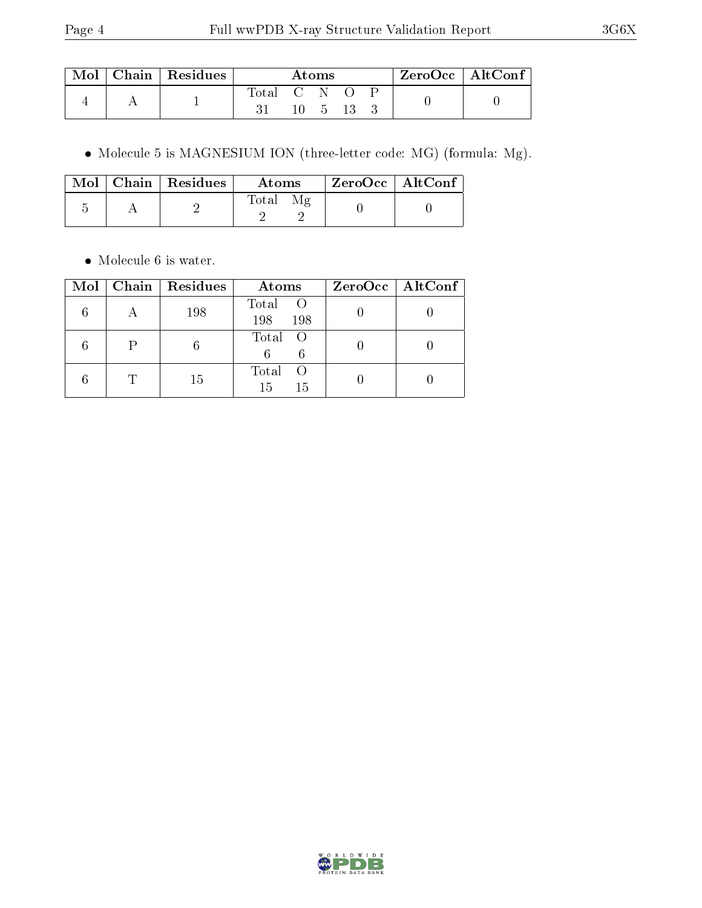| Mol | Chain | Residues | Atoms | | | | | ZeroOcc | AltConf |
|---|---|---|---|---|---|---|---|---|---|
| 4 | A | 1 | Total | C | N | O | P | 0 | 0 |
| | | | 31 | 10 | 5 | 13 | 3 | | |

- Molecule 5 is MAGNESIUM ION (three-letter code: MG) (formula: Mg).

| Mol | Chain | Residues | Atoms | | ZeroOcc | AltConf |
|---|---|---|---|---|---|---|
| 5 | A | 2 | Total | Mg | 0 | 0 |
| | | | 2 | 2 | | |

- Molecule 6 is water.

| Mol | Chain | Residues | Atoms | | ZeroOcc | AltConf |
|---|---|---|---|---|---|---|
| 6 | A | 198 | Total | O | 0 | 0 |
| | | | 198 | 198 | | |
| 6 | P | 6 | Total | O | 0 | 0 |
| | | | 6 | 6 | | |
| 6 | T | 15 | Total | O | 0 | 0 |
| | | | 15 | 15 | | |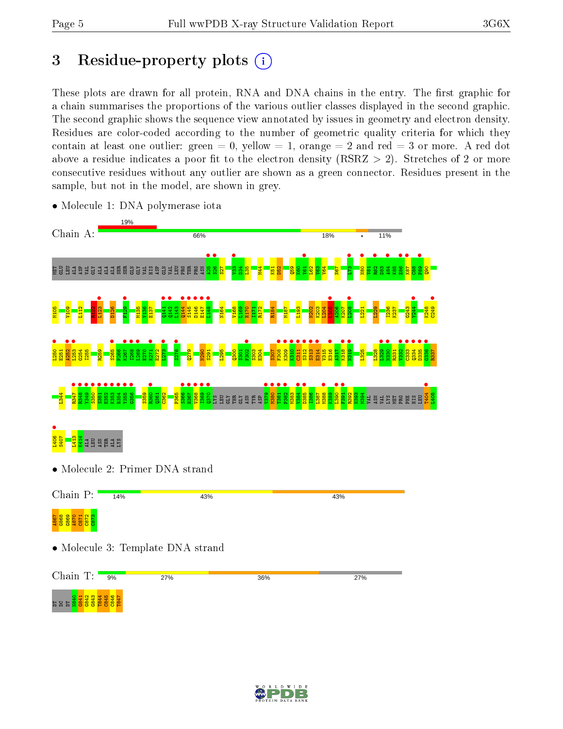# 3 Residue-property plots

These plots are drawn for all protein, RNA and DNA chains in the entry. The first graphic for a chain summarises the proportions of the various outlier classes displayed in the second graphic. The second graphic shows the sequence view annotated by issues in geometry and electron density. Residues are color-coded according to the number of geometric quality criteria for which they contain at least one outlier: green = 0, yellow = 1, orange = 2 and red = 3 or more. A red dot above a residue indicates a poor fit to the electron density (RSRZ > 2). Stretches of 2 or more consecutive residues without any outlier are shown as a green connector. Residues present in the sample, but not in the model, are shown in grey.

- Molecule 1: DNA polymerase iota

Chain A: 19% | 66% | 18% | • | 11%

MET GLU LEU ALA ASP VAL GLY ALA ALA ALA SER SER GLN GLY VAL HIS ASP GLN VAL LEU PRO THR PRO ASN A25 S26 S27 V33 D34 L35 M44 K51 D52 Q59 N60 Y61 L62 V63 V64 N67 L73 N80 V81 R82 D83 A84 K85 E86 K87 C88 F89 Q90

M105 V109 I112 R122 L123 D126 F129 M135 V136 E137 Q141 Q142 L143 Q144 S145 D146 E147 L148 N164 V168 L169 H170 I171 R172 R184 M187 L193 N202 K203 L204 I205 A206 K207 L208 L221 L229 I236 K237 G243 Y244 K248 C249

L250 E251 K252 L253 G254 I255 R259 S265 F266 K267 I268 L269 E270 K271 E272 L273 S276 Q279 N290 S291 I295 Q300 S301 F302 S303 E304 S307 F308 K309 K310 C311 S312 S313 K314 V315 E316 A317 K318 N319 L325 L328 L329 N330 R331 V332 C333 Q334 D335 G336 R337

L344 R347 R348 Y349 S350 S351 E352 K353 H354 Y355 G356 S359 R360 Q361 C362 P365 S366 H367 V368 I369 Q370 LYS LEU GLY THR GLY ASN TYR ASP V379 M380 T381 F382 M383 V384 D385 I386 L387 M388 K389 L390 F391 R392 N393 M394 VAL ASN VAL LYS MET PRO PHE HIS LEU T404 L405

L406 S407 I413 K414 ALA LEU ASN THR ALA LYS

- Molecule 2: Primer DNA strand

Chain P: 14% | 43% | 43%

A867 G868 G869 A870 C871 C872 C873

- Molecule 3: Template DNA strand

Chain T: 9% | 27% | 36% | 27%

DT DC DT N840 G841 G842 G843 T844 C845 C846 T847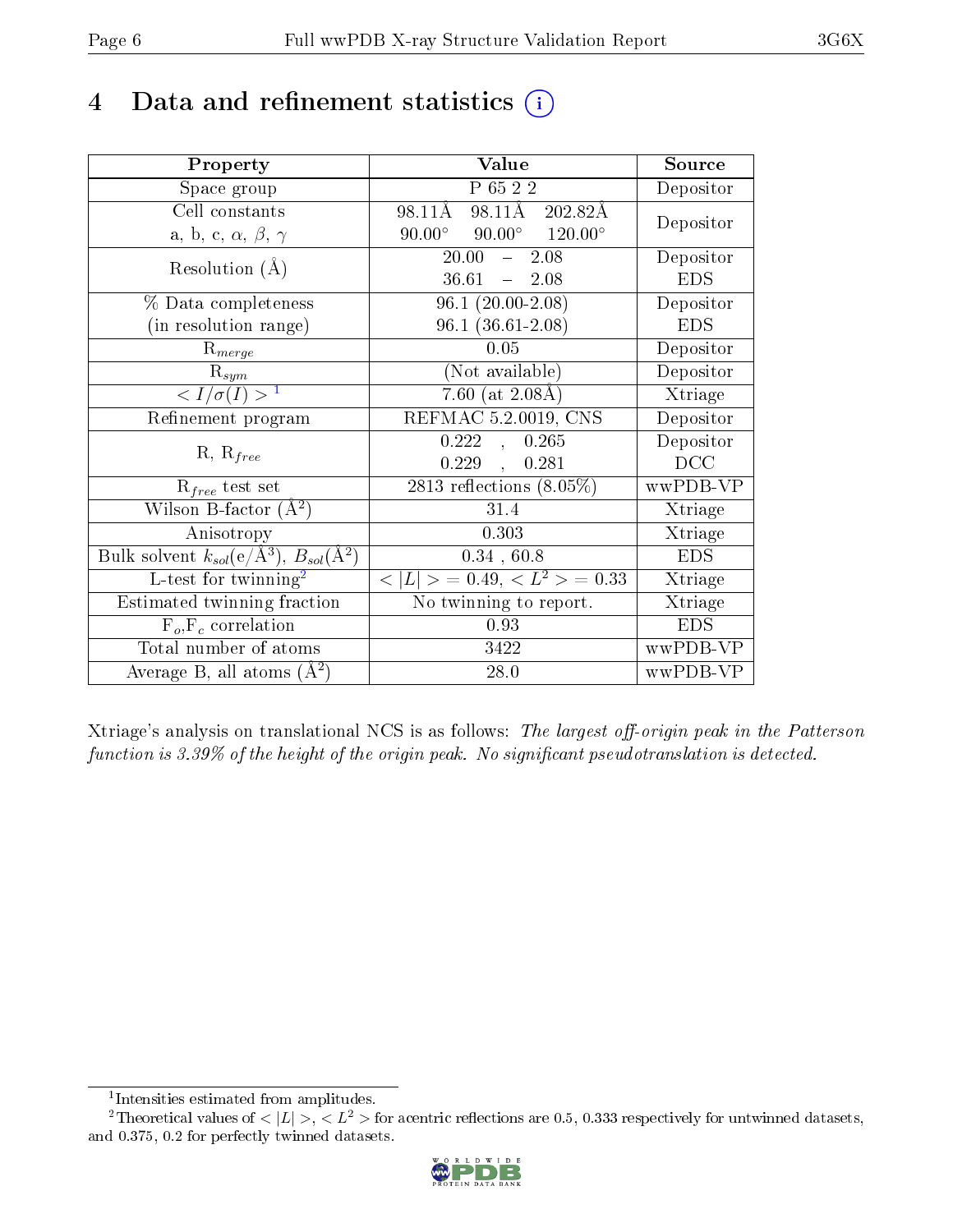# 4 Data and refinement statistics

| Property | Value | Source |
|---|---|---|
| Space group | P 65 2 2 | Depositor |
| Cell constants<br>a, b, c, $\alpha$, $\beta$, $\gamma$ | 98.11Å 98.11Å 202.82Å<br>90.00° 90.00° 120.00° | Depositor |
| Resolution (Å) | 20.00 – 2.08<br>36.61 – 2.08 | Depositor<br>EDS |
| % Data completeness<br>(in resolution range) | 96.1 (20.00-2.08)<br>96.1 (36.61-2.08) | Depositor<br>EDS |
| $R_{merge}$ | 0.05 | Depositor |
| $R_{sym}$ | (Not available) | Depositor |
| $< I/\sigma(I) >$ [1] | 7.60 (at 2.08Å) | Xtriage |
| Refinement program | REFMAC 5.2.0019, CNS | Depositor |
| R, $R_{free}$ | 0.222 , 0.265<br>0.229 , 0.281 | Depositor<br>DCC |
| $R_{free}$ test set | 2813 reflections (8.05%) | wwPDB-VP |
| Wilson B-factor (Å$^2$) | 31.4 | Xtriage |
| Anisotropy | 0.303 | Xtriage |
| Bulk solvent $k_{sol}$(e/Å$^3$), $B_{sol}$(Å$^2$) | 0.34 , 60.8 | EDS |
| L-test for twinning[2] | $< \|L\| >$ = 0.49, $< L^2 >$ = 0.33 | Xtriage |
| Estimated twinning fraction | No twinning to report. | Xtriage |
| $F_o$,$F_c$ correlation | 0.93 | EDS |
| Total number of atoms | 3422 | wwPDB-VP |
| Average B, all atoms (Å$^2$) | 28.0 | wwPDB-VP |

Xtriage's analysis on translational NCS is as follows: *The largest off-origin peak in the Patterson function is 3.39% of the height of the origin peak. No significant pseudotranslation is detected.*

[1] Intensities estimated from amplitudes.

[2] Theoretical values of $< |L| >$, $< L^2 >$ for acentric reflections are 0.5, 0.333 respectively for untwinned datasets, and 0.375, 0.2 for perfectly twinned datasets.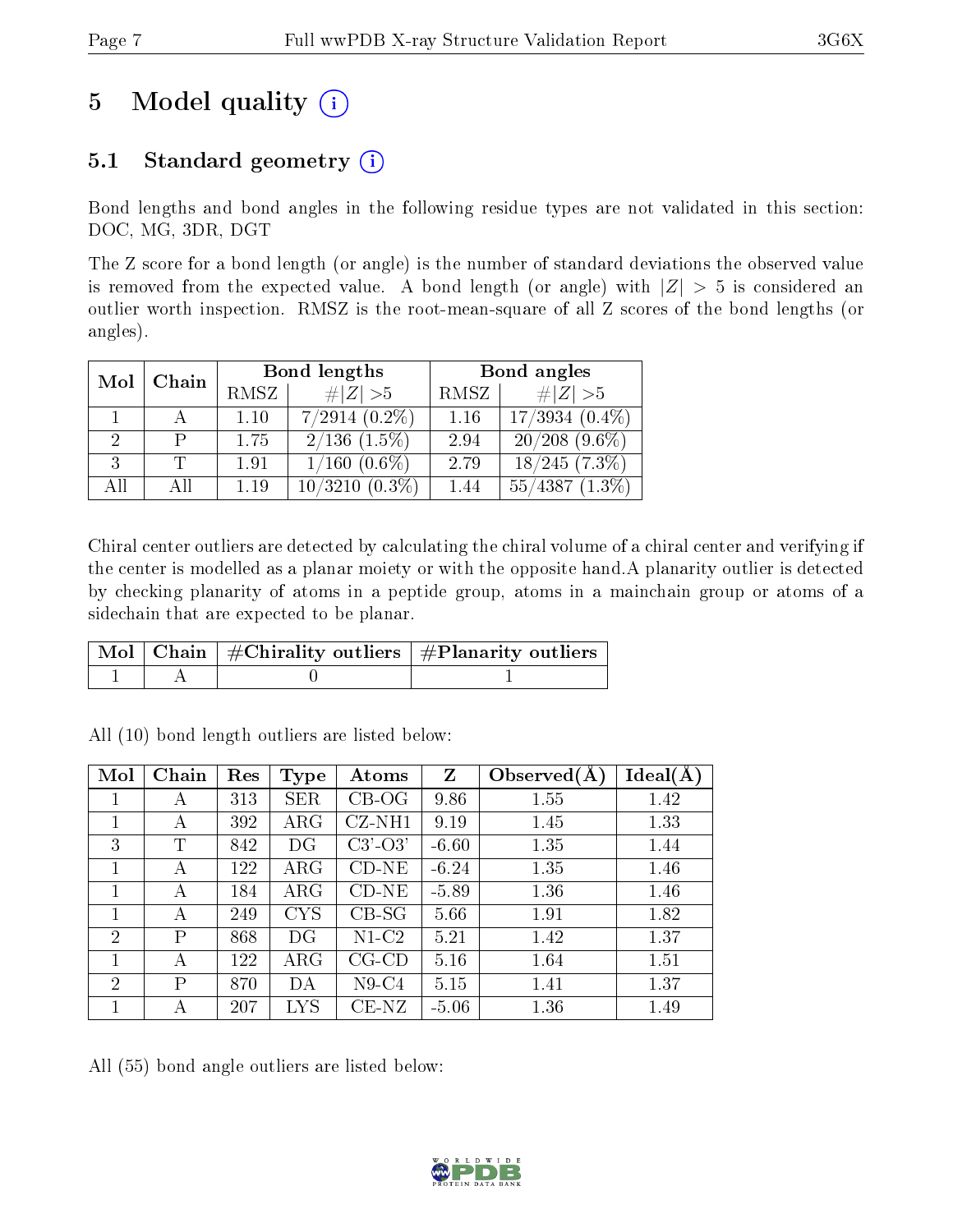# 5 Model quality (i)

## 5.1 Standard geometry (i)

Bond lengths and bond angles in the following residue types are not validated in this section: DOC, MG, 3DR, DGT

The Z score for a bond length (or angle) is the number of standard deviations the observed value is removed from the expected value. A bond length (or angle) with $|Z| > 5$ is considered an outlier worth inspection. RMSZ is the root-mean-square of all Z scores of the bond lengths (or angles).

| Mol | Chain | Bond lengths | | Bond angles | |
|---|---|---|---|---|---|
| | | RMSZ | #\|Z\| >5 | RMSZ | #\|Z\| >5 |
| 1 | A | 1.10 | 7/2914 (0.2%) | 1.16 | 17/3934 (0.4%) |
| 2 | P | 1.75 | 2/136 (1.5%) | 2.94 | 20/208 (9.6%) |
| 3 | T | 1.91 | 1/160 (0.6%) | 2.79 | 18/245 (7.3%) |
| All | All | 1.19 | 10/3210 (0.3%) | 1.44 | 55/4387 (1.3%) |

Chiral center outliers are detected by calculating the chiral volume of a chiral center and verifying if the center is modelled as a planar moiety or with the opposite hand.A planarity outlier is detected by checking planarity of atoms in a peptide group, atoms in a mainchain group or atoms of a sidechain that are expected to be planar.

| Mol | Chain | #Chirality outliers | #Planarity outliers |
|---|---|---|---|
| 1 | A | 0 | 1 |

All (10) bond length outliers are listed below:

| Mol | Chain | Res | Type | Atoms | Z | Observed(Å) | Ideal(Å) |
|---|---|---|---|---|---|---|---|
| 1 | A | 313 | SER | CB-OG | 9.86 | 1.55 | 1.42 |
| 1 | A | 392 | ARG | CZ-NH1 | 9.19 | 1.45 | 1.33 |
| 3 | T | 842 | DG | C3'-O3' | -6.60 | 1.35 | 1.44 |
| 1 | A | 122 | ARG | CD-NE | -6.24 | 1.35 | 1.46 |
| 1 | A | 184 | ARG | CD-NE | -5.89 | 1.36 | 1.46 |
| 1 | A | 249 | CYS | CB-SG | 5.66 | 1.91 | 1.82 |
| 2 | P | 868 | DG | N1-C2 | 5.21 | 1.42 | 1.37 |
| 1 | A | 122 | ARG | CG-CD | 5.16 | 1.64 | 1.51 |
| 2 | P | 870 | DA | N9-C4 | 5.15 | 1.41 | 1.37 |
| 1 | A | 207 | LYS | CE-NZ | -5.06 | 1.36 | 1.49 |

All (55) bond angle outliers are listed below: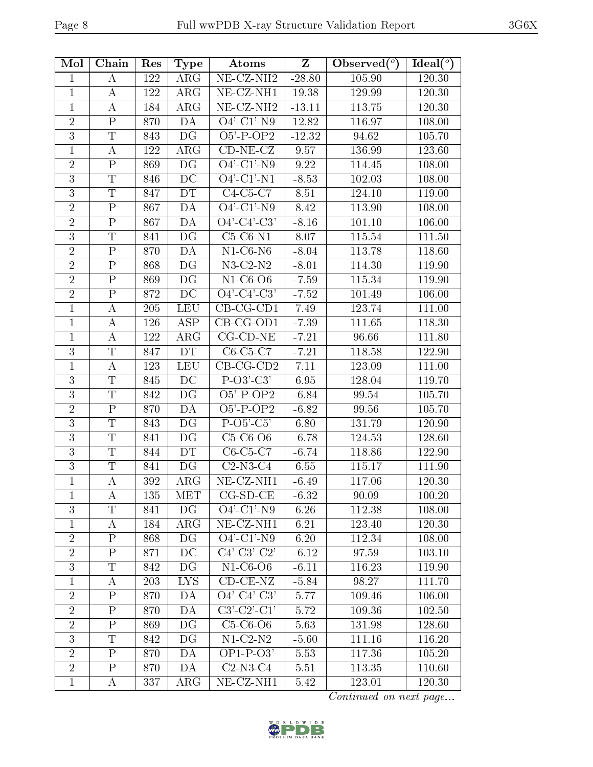| Mol | Chain | Res | Type | Atoms | Z | Observed(°) | Ideal(°) |
|---|---|---|---|---|---|---|---|
| 1 | A | 122 | ARG | NE-CZ-NH2 | -28.80 | 105.90 | 120.30 |
| 1 | A | 122 | ARG | NE-CZ-NH1 | 19.38 | 129.99 | 120.30 |
| 1 | A | 184 | ARG | NE-CZ-NH2 | -13.11 | 113.75 | 120.30 |
| 2 | P | 870 | DA | O4'-C1'-N9 | 12.82 | 116.97 | 108.00 |
| 3 | T | 843 | DG | O5'-P-OP2 | -12.32 | 94.62 | 105.70 |
| 1 | A | 122 | ARG | CD-NE-CZ | 9.57 | 136.99 | 123.60 |
| 2 | P | 869 | DG | O4'-C1'-N9 | 9.22 | 114.45 | 108.00 |
| 3 | T | 846 | DC | O4'-C1'-N1 | -8.53 | 102.03 | 108.00 |
| 3 | T | 847 | DT | C4-C5-C7 | 8.51 | 124.10 | 119.00 |
| 2 | P | 867 | DA | O4'-C1'-N9 | 8.42 | 113.90 | 108.00 |
| 2 | P | 867 | DA | O4'-C4'-C3' | -8.16 | 101.10 | 106.00 |
| 3 | T | 841 | DG | C5-C6-N1 | 8.07 | 115.54 | 111.50 |
| 2 | P | 870 | DA | N1-C6-N6 | -8.04 | 113.78 | 118.60 |
| 2 | P | 868 | DG | N3-C2-N2 | -8.01 | 114.30 | 119.90 |
| 2 | P | 869 | DG | N1-C6-O6 | -7.59 | 115.34 | 119.90 |
| 2 | P | 872 | DC | O4'-C4'-C3' | -7.52 | 101.49 | 106.00 |
| 1 | A | 205 | LEU | CB-CG-CD1 | 7.49 | 123.74 | 111.00 |
| 1 | A | 126 | ASP | CB-CG-OD1 | -7.39 | 111.65 | 118.30 |
| 1 | A | 122 | ARG | CG-CD-NE | -7.21 | 96.66 | 111.80 |
| 3 | T | 847 | DT | C6-C5-C7 | -7.21 | 118.58 | 122.90 |
| 1 | A | 123 | LEU | CB-CG-CD2 | 7.11 | 123.09 | 111.00 |
| 3 | T | 845 | DC | P-O3'-C3' | 6.95 | 128.04 | 119.70 |
| 3 | T | 842 | DG | O5'-P-OP2 | -6.84 | 99.54 | 105.70 |
| 2 | P | 870 | DA | O5'-P-OP2 | -6.82 | 99.56 | 105.70 |
| 3 | T | 843 | DG | P-O5'-C5' | 6.80 | 131.79 | 120.90 |
| 3 | T | 841 | DG | C5-C6-O6 | -6.78 | 124.53 | 128.60 |
| 3 | T | 844 | DT | C6-C5-C7 | -6.74 | 118.86 | 122.90 |
| 3 | T | 841 | DG | C2-N3-C4 | 6.55 | 115.17 | 111.90 |
| 1 | A | 392 | ARG | NE-CZ-NH1 | -6.49 | 117.06 | 120.30 |
| 1 | A | 135 | MET | CG-SD-CE | -6.32 | 90.09 | 100.20 |
| 3 | T | 841 | DG | O4'-C1'-N9 | 6.26 | 112.38 | 108.00 |
| 1 | A | 184 | ARG | NE-CZ-NH1 | 6.21 | 123.40 | 120.30 |
| 2 | P | 868 | DG | O4'-C1'-N9 | 6.20 | 112.34 | 108.00 |
| 2 | P | 871 | DC | C4'-C3'-C2' | -6.12 | 97.59 | 103.10 |
| 3 | T | 842 | DG | N1-C6-O6 | -6.11 | 116.23 | 119.90 |
| 1 | A | 203 | LYS | CD-CE-NZ | -5.84 | 98.27 | 111.70 |
| 2 | P | 870 | DA | O4'-C4'-C3' | 5.77 | 109.46 | 106.00 |
| 2 | P | 870 | DA | C3'-C2'-C1' | 5.72 | 109.36 | 102.50 |
| 2 | P | 869 | DG | C5-C6-O6 | 5.63 | 131.98 | 128.60 |
| 3 | T | 842 | DG | N1-C2-N2 | -5.60 | 111.16 | 116.20 |
| 2 | P | 870 | DA | OP1-P-O3' | 5.53 | 117.36 | 105.20 |
| 2 | P | 870 | DA | C2-N3-C4 | 5.51 | 113.35 | 110.60 |
| 1 | A | 337 | ARG | NE-CZ-NH1 | 5.42 | 123.01 | 120.30 |

*Continued on next page...*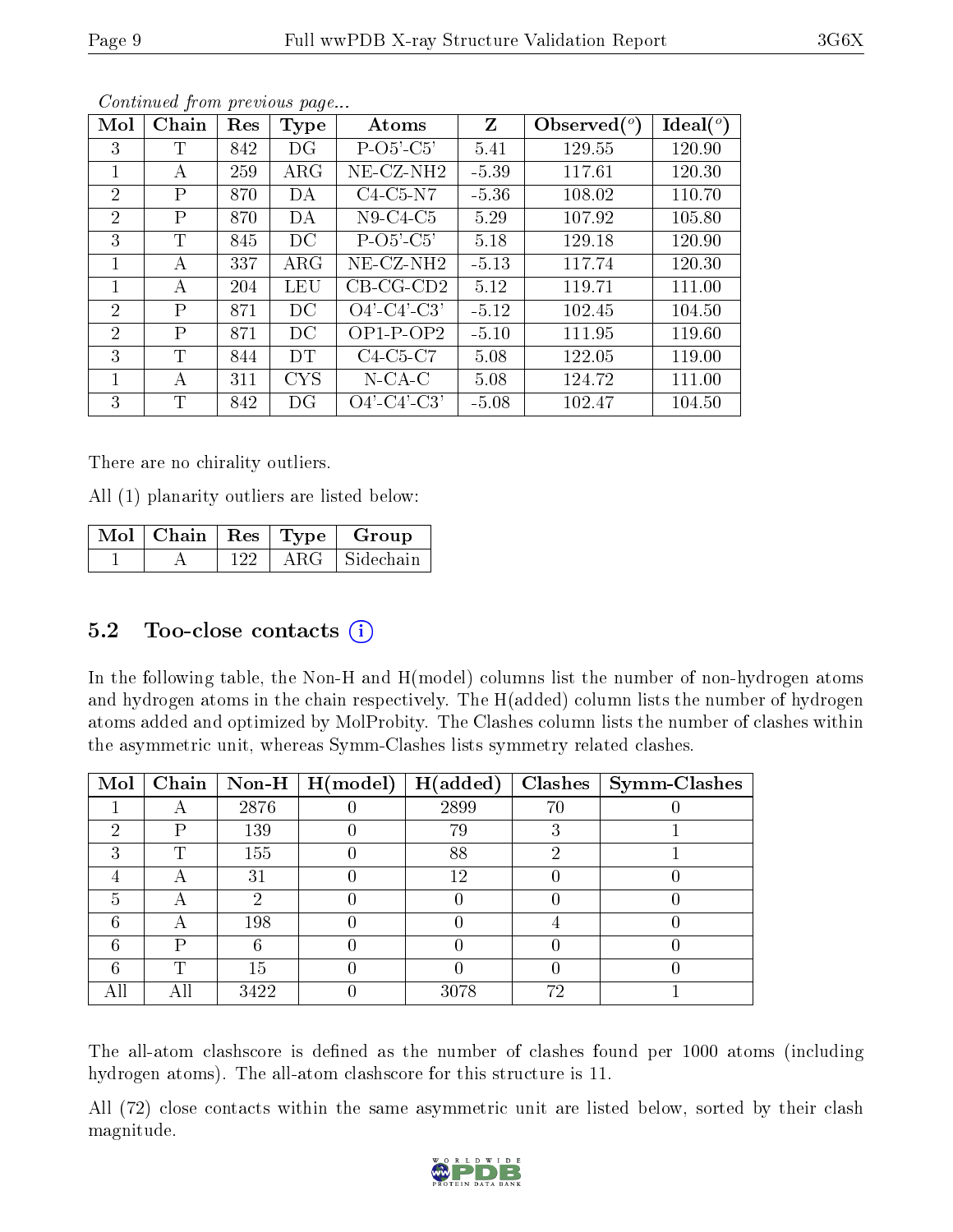*Continued from previous page...*

| Mol | Chain | Res | Type | Atoms | Z | Observed(°) | Ideal(°) |
|---|---|---|---|---|---|---|---|
| 3 | T | 842 | DG | P-O5'-C5' | 5.41 | 129.55 | 120.90 |
| 1 | A | 259 | ARG | NE-CZ-NH2 | -5.39 | 117.61 | 120.30 |
| 2 | P | 870 | DA | C4-C5-N7 | -5.36 | 108.02 | 110.70 |
| 2 | P | 870 | DA | N9-C4-C5 | 5.29 | 107.92 | 105.80 |
| 3 | T | 845 | DC | P-O5'-C5' | 5.18 | 129.18 | 120.90 |
| 1 | A | 337 | ARG | NE-CZ-NH2 | -5.13 | 117.74 | 120.30 |
| 1 | A | 204 | LEU | CB-CG-CD2 | 5.12 | 119.71 | 111.00 |
| 2 | P | 871 | DC | O4'-C4'-C3' | -5.12 | 102.45 | 104.50 |
| 2 | P | 871 | DC | OP1-P-OP2 | -5.10 | 111.95 | 119.60 |
| 3 | T | 844 | DT | C4-C5-C7 | 5.08 | 122.05 | 119.00 |
| 1 | A | 311 | CYS | N-CA-C | 5.08 | 124.72 | 111.00 |
| 3 | T | 842 | DG | O4'-C4'-C3' | -5.08 | 102.47 | 104.50 |

There are no chirality outliers.

All (1) planarity outliers are listed below:

| Mol | Chain | Res | Type | Group |
|---|---|---|---|---|
| 1 | A | 122 | ARG | Sidechain |

## 5.2 Too-close contacts

In the following table, the Non-H and H(model) columns list the number of non-hydrogen atoms and hydrogen atoms in the chain respectively. The H(added) column lists the number of hydrogen atoms added and optimized by MolProbity. The Clashes column lists the number of clashes within the asymmetric unit, whereas Symm-Clashes lists symmetry related clashes.

| Mol | Chain | Non-H | H(model) | H(added) | Clashes | Symm-Clashes |
|---|---|---|---|---|---|---|
| 1 | A | 2876 | 0 | 2899 | 70 | 0 |
| 2 | P | 139 | 0 | 79 | 3 | 1 |
| 3 | T | 155 | 0 | 88 | 2 | 1 |
| 4 | A | 31 | 0 | 12 | 0 | 0 |
| 5 | A | 2 | 0 | 0 | 0 | 0 |
| 6 | A | 198 | 0 | 0 | 4 | 0 |
| 6 | P | 6 | 0 | 0 | 0 | 0 |
| 6 | T | 15 | 0 | 0 | 0 | 0 |
| All | All | 3422 | 0 | 3078 | 72 | 1 |

The all-atom clashscore is defined as the number of clashes found per 1000 atoms (including hydrogen atoms). The all-atom clashscore for this structure is 11.

All (72) close contacts within the same asymmetric unit are listed below, sorted by their clash magnitude.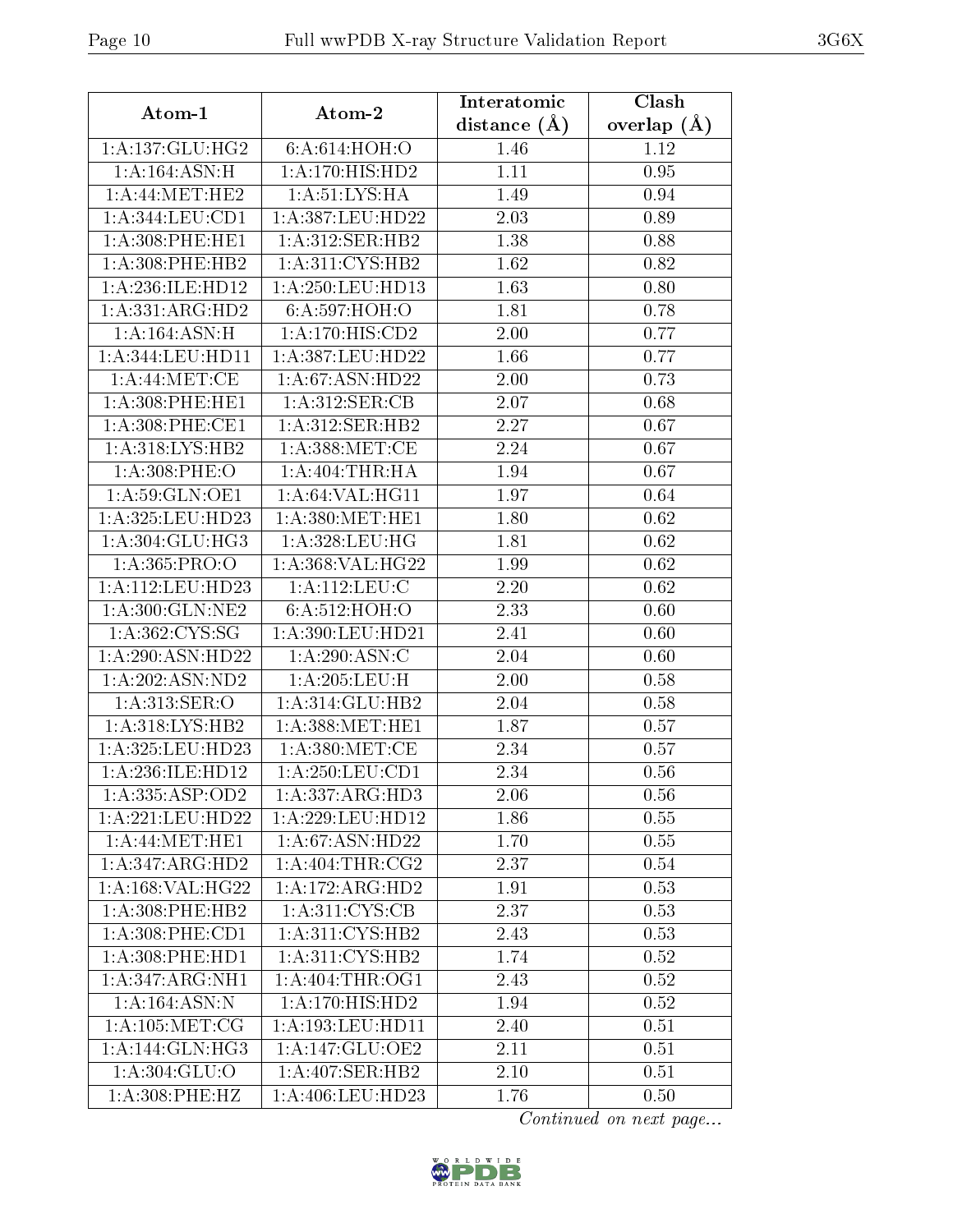| Atom-1 | Atom-2 | Interatomic distance (Å) | Clash overlap (Å) |
|---|---|---|---|
| 1:A:137:GLU:HG2 | 6:A:614:HOH:O | 1.46 | 1.12 |
| 1:A:164:ASN:H | 1:A:170:HIS:HD2 | 1.11 | 0.95 |
| 1:A:44:MET:HE2 | 1:A:51:LYS:HA | 1.49 | 0.94 |
| 1:A:344:LEU:CD1 | 1:A:387:LEU:HD22 | 2.03 | 0.89 |
| 1:A:308:PHE:HE1 | 1:A:312:SER:HB2 | 1.38 | 0.88 |
| 1:A:308:PHE:HB2 | 1:A:311:CYS:HB2 | 1.62 | 0.82 |
| 1:A:236:ILE:HD12 | 1:A:250:LEU:HD13 | 1.63 | 0.80 |
| 1:A:331:ARG:HD2 | 6:A:597:HOH:O | 1.81 | 0.78 |
| 1:A:164:ASN:H | 1:A:170:HIS:CD2 | 2.00 | 0.77 |
| 1:A:344:LEU:HD11 | 1:A:387:LEU:HD22 | 1.66 | 0.77 |
| 1:A:44:MET:CE | 1:A:67:ASN:HD22 | 2.00 | 0.73 |
| 1:A:308:PHE:HE1 | 1:A:312:SER:CB | 2.07 | 0.68 |
| 1:A:308:PHE:CE1 | 1:A:312:SER:HB2 | 2.27 | 0.67 |
| 1:A:318:LYS:HB2 | 1:A:388:MET:CE | 2.24 | 0.67 |
| 1:A:308:PHE:O | 1:A:404:THR:HA | 1.94 | 0.67 |
| 1:A:59:GLN:OE1 | 1:A:64:VAL:HG11 | 1.97 | 0.64 |
| 1:A:325:LEU:HD23 | 1:A:380:MET:HE1 | 1.80 | 0.62 |
| 1:A:304:GLU:HG3 | 1:A:328:LEU:HG | 1.81 | 0.62 |
| 1:A:365:PRO:O | 1:A:368:VAL:HG22 | 1.99 | 0.62 |
| 1:A:112:LEU:HD23 | 1:A:112:LEU:C | 2.20 | 0.62 |
| 1:A:300:GLN:NE2 | 6:A:512:HOH:O | 2.33 | 0.60 |
| 1:A:362:CYS:SG | 1:A:390:LEU:HD21 | 2.41 | 0.60 |
| 1:A:290:ASN:HD22 | 1:A:290:ASN:C | 2.04 | 0.60 |
| 1:A:202:ASN:ND2 | 1:A:205:LEU:H | 2.00 | 0.58 |
| 1:A:313:SER:O | 1:A:314:GLU:HB2 | 2.04 | 0.58 |
| 1:A:318:LYS:HB2 | 1:A:388:MET:HE1 | 1.87 | 0.57 |
| 1:A:325:LEU:HD23 | 1:A:380:MET:CE | 2.34 | 0.57 |
| 1:A:236:ILE:HD12 | 1:A:250:LEU:CD1 | 2.34 | 0.56 |
| 1:A:335:ASP:OD2 | 1:A:337:ARG:HD3 | 2.06 | 0.56 |
| 1:A:221:LEU:HD22 | 1:A:229:LEU:HD12 | 1.86 | 0.55 |
| 1:A:44:MET:HE1 | 1:A:67:ASN:HD22 | 1.70 | 0.55 |
| 1:A:347:ARG:HD2 | 1:A:404:THR:CG2 | 2.37 | 0.54 |
| 1:A:168:VAL:HG22 | 1:A:172:ARG:HD2 | 1.91 | 0.53 |
| 1:A:308:PHE:HB2 | 1:A:311:CYS:CB | 2.37 | 0.53 |
| 1:A:308:PHE:CD1 | 1:A:311:CYS:HB2 | 2.43 | 0.53 |
| 1:A:308:PHE:HD1 | 1:A:311:CYS:HB2 | 1.74 | 0.52 |
| 1:A:347:ARG:NH1 | 1:A:404:THR:OG1 | 2.43 | 0.52 |
| 1:A:164:ASN:N | 1:A:170:HIS:HD2 | 1.94 | 0.52 |
| 1:A:105:MET:CG | 1:A:193:LEU:HD11 | 2.40 | 0.51 |
| 1:A:144:GLN:HG3 | 1:A:147:GLU:OE2 | 2.11 | 0.51 |
| 1:A:304:GLU:O | 1:A:407:SER:HB2 | 2.10 | 0.51 |
| 1:A:308:PHE:HZ | 1:A:406:LEU:HD23 | 1.76 | 0.50 |

*Continued on next page...*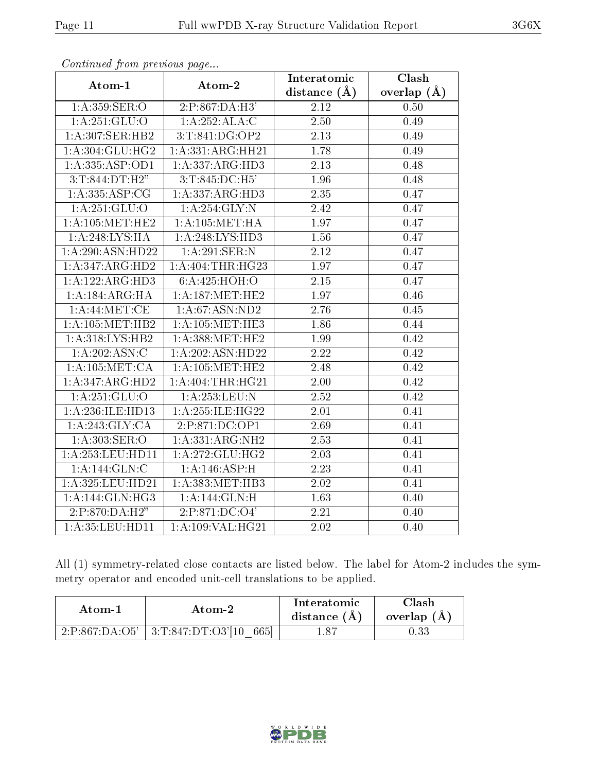*Continued from previous page...*

| Atom-1 | Atom-2 | Interatomic distance (Å) | Clash overlap (Å) |
| --- | --- | --- | --- |
| 1:A:359:SER:O | 2:P:867:DA:H3' | 2.12 | 0.50 |
| 1:A:251:GLU:O | 1:A:252:ALA:C | 2.50 | 0.49 |
| 1:A:307:SER:HB2 | 3:T:841:DG:OP2 | 2.13 | 0.49 |
| 1:A:304:GLU:HG2 | 1:A:331:ARG:HH21 | 1.78 | 0.49 |
| 1:A:335:ASP:OD1 | 1:A:337:ARG:HD3 | 2.13 | 0.48 |
| 3:T:844:DT:H2" | 3:T:845:DC:H5' | 1.96 | 0.48 |
| 1:A:335:ASP:CG | 1:A:337:ARG:HD3 | 2.35 | 0.47 |
| 1:A:251:GLU:O | 1:A:254:GLY:N | 2.42 | 0.47 |
| 1:A:105:MET:HE2 | 1:A:105:MET:HA | 1.97 | 0.47 |
| 1:A:248:LYS:HA | 1:A:248:LYS:HD3 | 1.56 | 0.47 |
| 1:A:290:ASN:HD22 | 1:A:291:SER:N | 2.12 | 0.47 |
| 1:A:347:ARG:HD2 | 1:A:404:THR:HG23 | 1.97 | 0.47 |
| 1:A:122:ARG:HD3 | 6:A:425:HOH:O | 2.15 | 0.47 |
| 1:A:184:ARG:HA | 1:A:187:MET:HE2 | 1.97 | 0.46 |
| 1:A:44:MET:CE | 1:A:67:ASN:ND2 | 2.76 | 0.45 |
| 1:A:105:MET:HB2 | 1:A:105:MET:HE3 | 1.86 | 0.44 |
| 1:A:318:LYS:HB2 | 1:A:388:MET:HE2 | 1.99 | 0.42 |
| 1:A:202:ASN:C | 1:A:202:ASN:HD22 | 2.22 | 0.42 |
| 1:A:105:MET:CA | 1:A:105:MET:HE2 | 2.48 | 0.42 |
| 1:A:347:ARG:HD2 | 1:A:404:THR:HG21 | 2.00 | 0.42 |
| 1:A:251:GLU:O | 1:A:253:LEU:N | 2.52 | 0.42 |
| 1:A:236:ILE:HD13 | 1:A:255:ILE:HG22 | 2.01 | 0.41 |
| 1:A:243:GLY:CA | 2:P:871:DC:OP1 | 2.69 | 0.41 |
| 1:A:303:SER:O | 1:A:331:ARG:NH2 | 2.53 | 0.41 |
| 1:A:253:LEU:HD11 | 1:A:272:GLU:HG2 | 2.03 | 0.41 |
| 1:A:144:GLN:C | 1:A:146:ASP:H | 2.23 | 0.41 |
| 1:A:325:LEU:HD21 | 1:A:383:MET:HB3 | 2.02 | 0.41 |
| 1:A:144:GLN:HG3 | 1:A:144:GLN:H | 1.63 | 0.40 |
| 2:P:870:DA:H2" | 2:P:871:DC:O4' | 2.21 | 0.40 |
| 1:A:35:LEU:HD11 | 1:A:109:VAL:HG21 | 2.02 | 0.40 |

All (1) symmetry-related close contacts are listed below. The label for Atom-2 includes the symmetry operator and encoded unit-cell translations to be applied.

| Atom-1 | Atom-2 | Interatomic distance (Å) | Clash overlap (Å) |
| --- | --- | --- | --- |
| 2:P:867:DA:O5' | 3:T:847:DT:O3'[10_665] | 1.87 | 0.33 |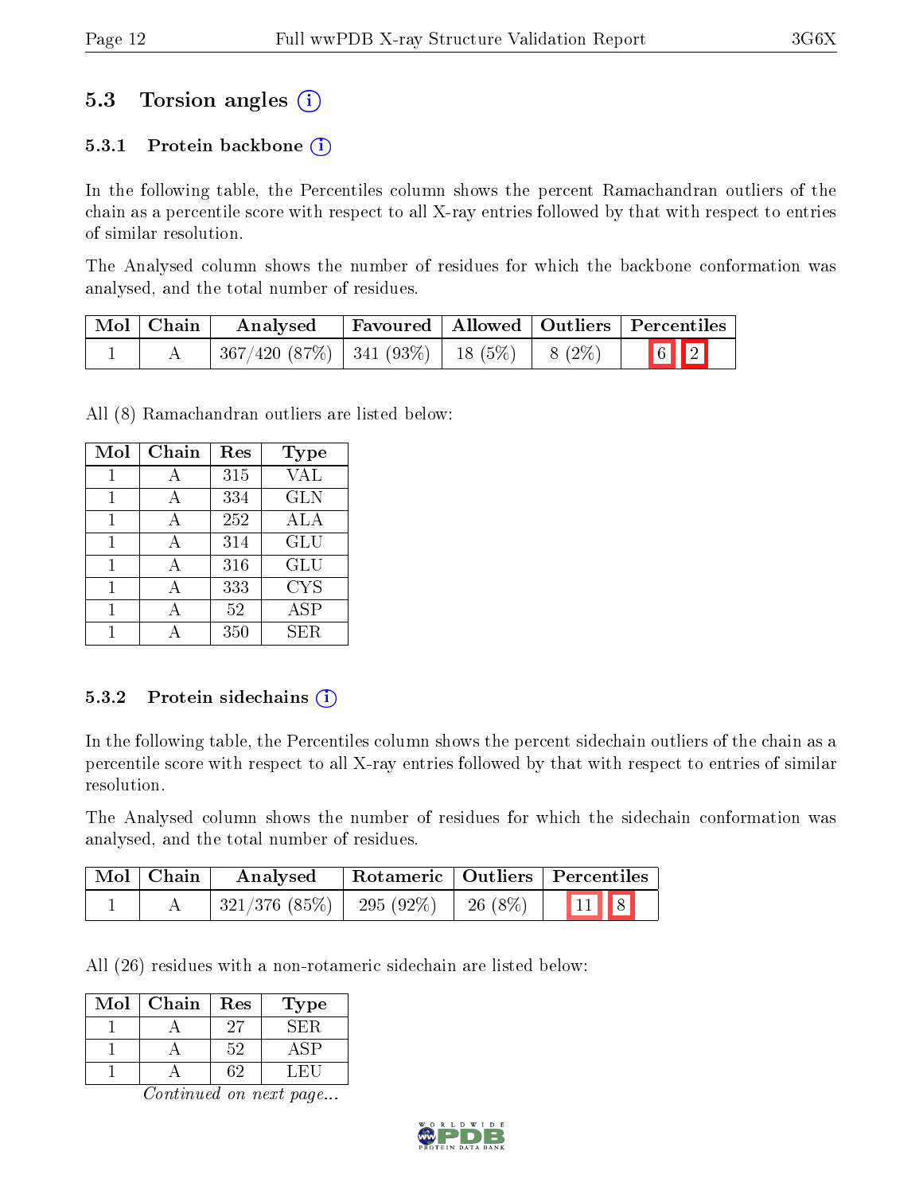## 5.3 Torsion angles (i)

### 5.3.1 Protein backbone (i)

In the following table, the Percentiles column shows the percent Ramachandran outliers of the chain as a percentile score with respect to all X-ray entries followed by that with respect to entries of similar resolution.

The Analysed column shows the number of residues for which the backbone conformation was analysed, and the total number of residues.

| Mol | Chain | Analysed | Favoured | Allowed | Outliers | Percentiles | |
|---|---|---|---|---|---|---|---|
| 1 | A | 367/420 (87%) | 341 (93%) | 18 (5%) | 8 (2%) | 6 | 2 |

All (8) Ramachandran outliers are listed below:

| Mol | Chain | Res | Type |
|---|---|---|---|
| 1 | A | 315 | VAL |
| 1 | A | 334 | GLN |
| 1 | A | 252 | ALA |
| 1 | A | 314 | GLU |
| 1 | A | 316 | GLU |
| 1 | A | 333 | CYS |
| 1 | A | 52 | ASP |
| 1 | A | 350 | SER |

### 5.3.2 Protein sidechains (i)

In the following table, the Percentiles column shows the percent sidechain outliers of the chain as a percentile score with respect to all X-ray entries followed by that with respect to entries of similar resolution.

The Analysed column shows the number of residues for which the sidechain conformation was analysed, and the total number of residues.

| Mol | Chain | Analysed | Rotameric | Outliers | Percentiles | |
|---|---|---|---|---|---|---|
| 1 | A | 321/376 (85%) | 295 (92%) | 26 (8%) | 11 | 8 |

All (26) residues with a non-rotameric sidechain are listed below:

| Mol | Chain | Res | Type |
|---|---|---|---|
| 1 | A | 27 | SER |
| 1 | A | 52 | ASP |
| 1 | A | 62 | LEU |

*Continued on next page...*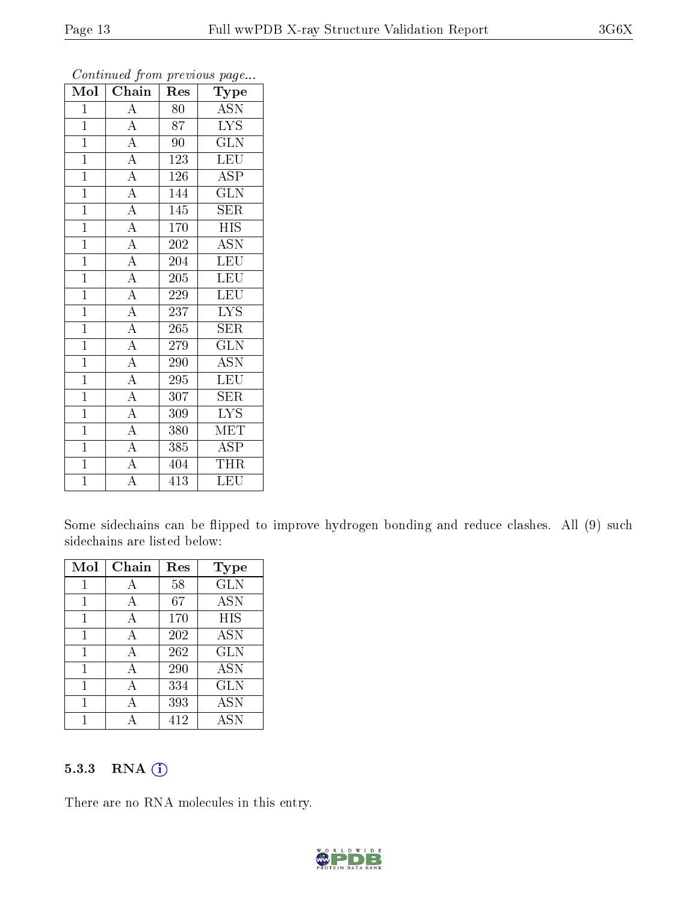*Continued from previous page...*

| Mol | Chain | Res | Type |
|---|---|---|---|
| 1 | A | 80 | ASN |
| 1 | A | 87 | LYS |
| 1 | A | 90 | GLN |
| 1 | A | 123 | LEU |
| 1 | A | 126 | ASP |
| 1 | A | 144 | GLN |
| 1 | A | 145 | SER |
| 1 | A | 170 | HIS |
| 1 | A | 202 | ASN |
| 1 | A | 204 | LEU |
| 1 | A | 205 | LEU |
| 1 | A | 229 | LEU |
| 1 | A | 237 | LYS |
| 1 | A | 265 | SER |
| 1 | A | 279 | GLN |
| 1 | A | 290 | ASN |
| 1 | A | 295 | LEU |
| 1 | A | 307 | SER |
| 1 | A | 309 | LYS |
| 1 | A | 380 | MET |
| 1 | A | 385 | ASP |
| 1 | A | 404 | THR |
| 1 | A | 413 | LEU |

Some sidechains can be flipped to improve hydrogen bonding and reduce clashes. All (9) such sidechains are listed below:

| Mol | Chain | Res | Type |
|---|---|---|---|
| 1 | A | 58 | GLN |
| 1 | A | 67 | ASN |
| 1 | A | 170 | HIS |
| 1 | A | 202 | ASN |
| 1 | A | 262 | GLN |
| 1 | A | 290 | ASN |
| 1 | A | 334 | GLN |
| 1 | A | 393 | ASN |
| 1 | A | 412 | ASN |

### 5.3.3 RNA

There are no RNA molecules in this entry.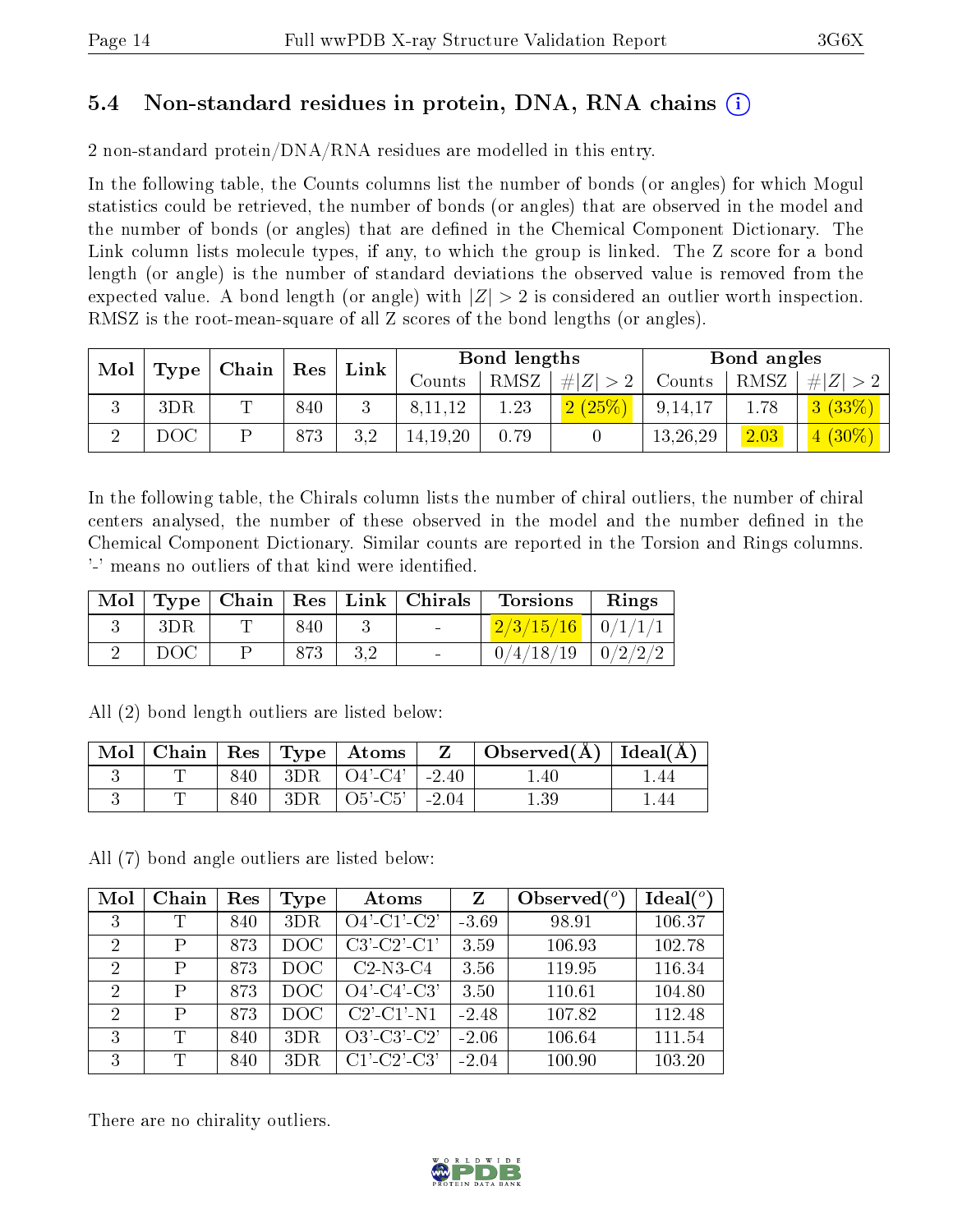## 5.4 Non-standard residues in protein, DNA, RNA chains (i)

2 non-standard protein/DNA/RNA residues are modelled in this entry.

In the following table, the Counts columns list the number of bonds (or angles) for which Mogul statistics could be retrieved, the number of bonds (or angles) that are observed in the model and the number of bonds (or angles) that are defined in the Chemical Component Dictionary. The Link column lists molecule types, if any, to which the group is linked. The Z score for a bond length (or angle) is the number of standard deviations the observed value is removed from the expected value. A bond length (or angle) with $|Z| > 2$ is considered an outlier worth inspection. RMSZ is the root-mean-square of all Z scores of the bond lengths (or angles).

| Mol | Type | Chain | Res | Link | Bond lengths | | | Bond angles | | |
|---|---|---|---|---|---|---|---|---|---|---|
| | | | | | Counts | RMSZ | #\|Z\| > 2 | Counts | RMSZ | #\|Z\| > 2 |
| 3 | 3DR | T | 840 | 3 | 8,11,12 | 1.23 | 2 (25%) | 9,14,17 | 1.78 | 3 (33%) |
| 2 | DOC | P | 873 | 3,2 | 14,19,20 | 0.79 | 0 | 13,26,29 | 2.03 | 4 (30%) |

In the following table, the Chirals column lists the number of chiral outliers, the number of chiral centers analysed, the number of these observed in the model and the number defined in the Chemical Component Dictionary. Similar counts are reported in the Torsion and Rings columns. '-' means no outliers of that kind were identified.

| Mol | Type | Chain | Res | Link | Chirals | Torsions | Rings |
|---|---|---|---|---|---|---|---|
| 3 | 3DR | T | 840 | 3 | - | 2/3/15/16 | 0/1/1/1 |
| 2 | DOC | P | 873 | 3,2 | - | 0/4/18/19 | 0/2/2/2 |

All (2) bond length outliers are listed below:

| Mol | Chain | Res | Type | Atoms | Z | Observed(Å) | Ideal(Å) |
|---|---|---|---|---|---|---|---|
| 3 | T | 840 | 3DR | O4'-C4' | -2.40 | 1.40 | 1.44 |
| 3 | T | 840 | 3DR | O5'-C5' | -2.04 | 1.39 | 1.44 |

All (7) bond angle outliers are listed below:

| Mol | Chain | Res | Type | Atoms | Z | Observed(°) | Ideal(°) |
|---|---|---|---|---|---|---|---|
| 3 | T | 840 | 3DR | O4'-C1'-C2' | -3.69 | 98.91 | 106.37 |
| 2 | P | 873 | DOC | C3'-C2'-C1' | 3.59 | 106.93 | 102.78 |
| 2 | P | 873 | DOC | C2-N3-C4 | 3.56 | 119.95 | 116.34 |
| 2 | P | 873 | DOC | O4'-C4'-C3' | 3.50 | 110.61 | 104.80 |
| 2 | P | 873 | DOC | C2'-C1'-N1 | -2.48 | 107.82 | 112.48 |
| 3 | T | 840 | 3DR | O3'-C3'-C2' | -2.06 | 106.64 | 111.54 |
| 3 | T | 840 | 3DR | C1'-C2'-C3' | -2.04 | 100.90 | 103.20 |

There are no chirality outliers.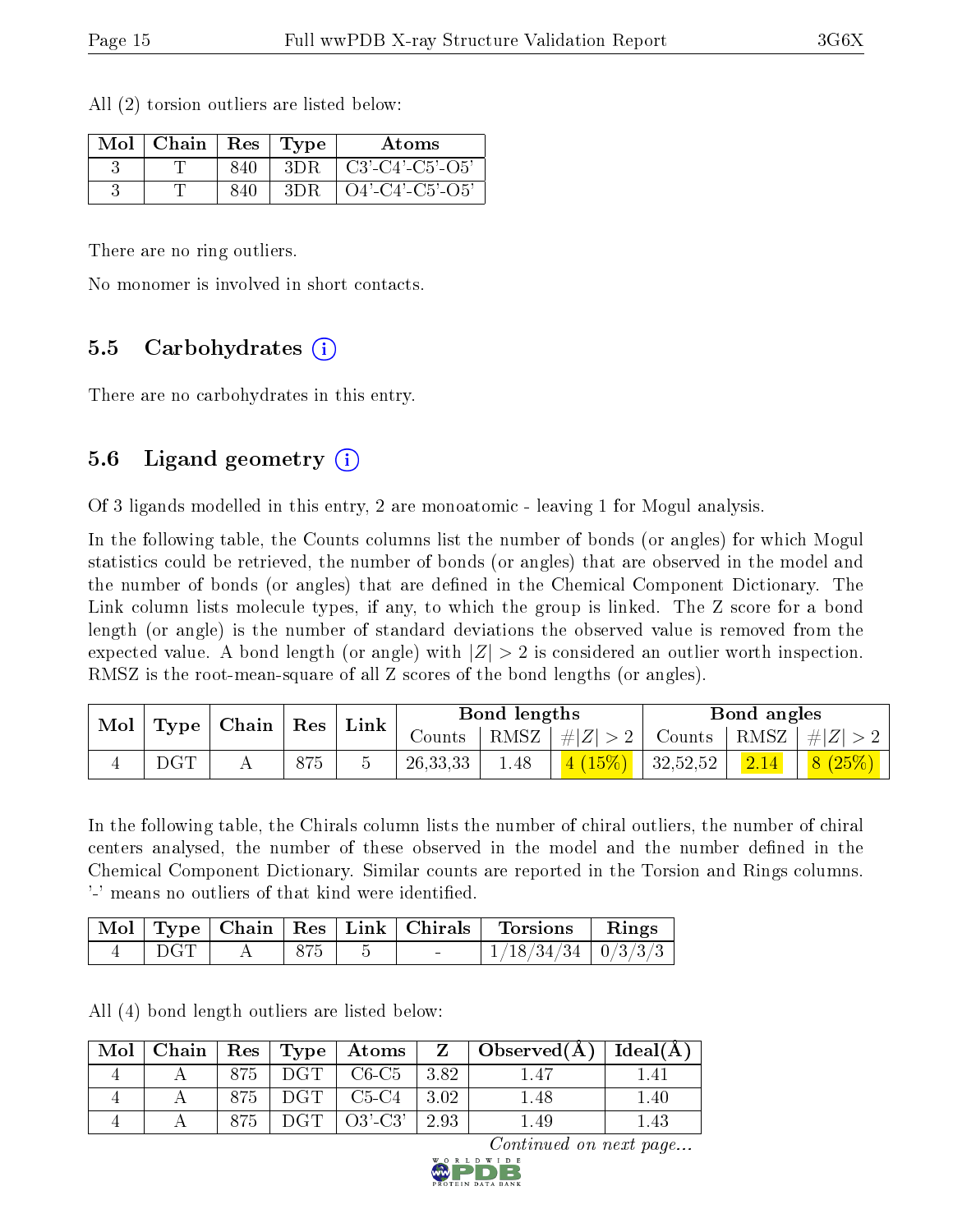All (2) torsion outliers are listed below:

| Mol | Chain | Res | Type | Atoms |
|---|---|---|---|---|
| 3 | T | 840 | 3DR | C3'-C4'-C5'-O5' |
| 3 | T | 840 | 3DR | O4'-C4'-C5'-O5' |

There are no ring outliers.

No monomer is involved in short contacts.

## 5.5 Carbohydrates (i)

There are no carbohydrates in this entry.

## 5.6 Ligand geometry (i)

Of 3 ligands modelled in this entry, 2 are monoatomic - leaving 1 for Mogul analysis.

In the following table, the Counts columns list the number of bonds (or angles) for which Mogul statistics could be retrieved, the number of bonds (or angles) that are observed in the model and the number of bonds (or angles) that are defined in the Chemical Component Dictionary. The Link column lists molecule types, if any, to which the group is linked. The Z score for a bond length (or angle) is the number of standard deviations the observed value is removed from the expected value. A bond length (or angle) with $|Z| > 2$ is considered an outlier worth inspection. RMSZ is the root-mean-square of all Z scores of the bond lengths (or angles).

| Mol | Type | Chain | Res | Link | Bond lengths | | | Bond angles | | |
|---|---|---|---|---|---|---|---|---|---|---|
| | | | | | Counts | RMSZ | $\#\|Z\|>2$ | Counts | RMSZ | $\#\|Z\|>2$ |
| 4 | DGT | A | 875 | 5 | 26,33,33 | 1.48 | 4 (15%) | 32,52,52 | 2.14 | 8 (25%) |

In the following table, the Chirals column lists the number of chiral outliers, the number of chiral centers analysed, the number of these observed in the model and the number defined in the Chemical Component Dictionary. Similar counts are reported in the Torsion and Rings columns. '-' means no outliers of that kind were identified.

| Mol | Type | Chain | Res | Link | Chirals | Torsions | Rings |
|---|---|---|---|---|---|---|---|
| 4 | DGT | A | 875 | 5 | - | 1/18/34/34 | 0/3/3/3 |

All (4) bond length outliers are listed below:

| Mol | Chain | Res | Type | Atoms | Z | Observed(Å) | Ideal(Å) |
|---|---|---|---|---|---|---|---|
| 4 | A | 875 | DGT | C6-C5 | 3.82 | 1.47 | 1.41 |
| 4 | A | 875 | DGT | C5-C4 | 3.02 | 1.48 | 1.40 |
| 4 | A | 875 | DGT | O3'-C3' | 2.93 | 1.49 | 1.43 |

*Continued on next page...*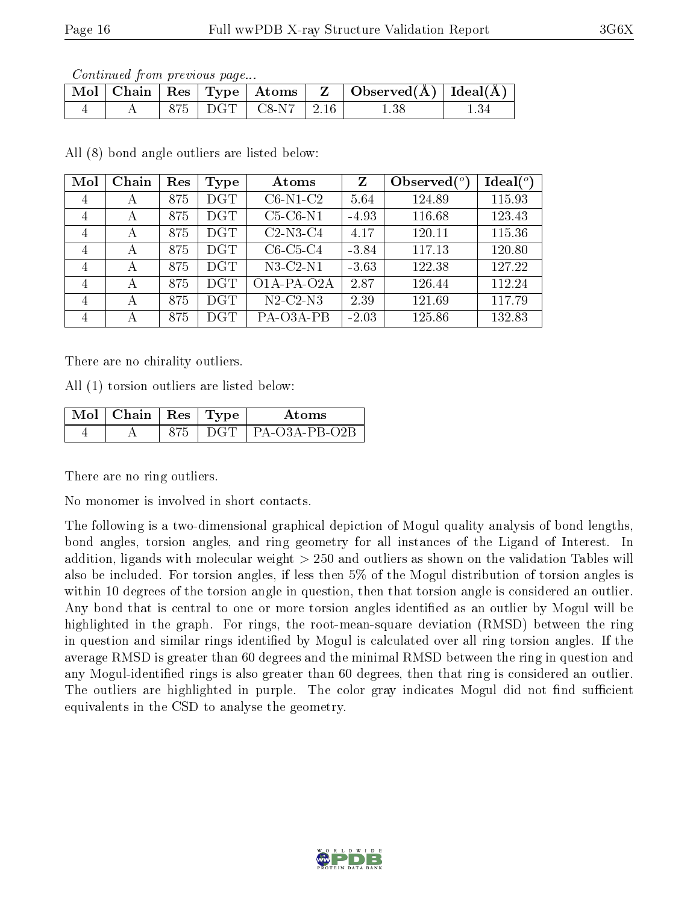*Continued from previous page...*

| Mol | Chain | Res | Type | Atoms | Z | Observed(Å) | Ideal(Å) |
|---|---|---|---|---|---|---|---|
| 4 | A | 875 | DGT | C8-N7 | 2.16 | 1.38 | 1.34 |

All (8) bond angle outliers are listed below:

| Mol | Chain | Res | Type | Atoms | Z | Observed($^o$) | Ideal($^o$) |
|---|---|---|---|---|---|---|---|
| 4 | A | 875 | DGT | C6-N1-C2 | 5.64 | 124.89 | 115.93 |
| 4 | A | 875 | DGT | C5-C6-N1 | -4.93 | 116.68 | 123.43 |
| 4 | A | 875 | DGT | C2-N3-C4 | 4.17 | 120.11 | 115.36 |
| 4 | A | 875 | DGT | C6-C5-C4 | -3.84 | 117.13 | 120.80 |
| 4 | A | 875 | DGT | N3-C2-N1 | -3.63 | 122.38 | 127.22 |
| 4 | A | 875 | DGT | O1A-PA-O2A | 2.87 | 126.44 | 112.24 |
| 4 | A | 875 | DGT | N2-C2-N3 | 2.39 | 121.69 | 117.79 |
| 4 | A | 875 | DGT | PA-O3A-PB | -2.03 | 125.86 | 132.83 |

There are no chirality outliers.

All (1) torsion outliers are listed below:

| Mol | Chain | Res | Type | Atoms |
|---|---|---|---|---|
| 4 | A | 875 | DGT | PA-O3A-PB-O2B |

There are no ring outliers.

No monomer is involved in short contacts.

The following is a two-dimensional graphical depiction of Mogul quality analysis of bond lengths, bond angles, torsion angles, and ring geometry for all instances of the Ligand of Interest. In addition, ligands with molecular weight > 250 and outliers as shown on the validation Tables will also be included. For torsion angles, if less then 5% of the Mogul distribution of torsion angles is within 10 degrees of the torsion angle in question, then that torsion angle is considered an outlier. Any bond that is central to one or more torsion angles identified as an outlier by Mogul will be highlighted in the graph. For rings, the root-mean-square deviation (RMSD) between the ring in question and similar rings identified by Mogul is calculated over all ring torsion angles. If the average RMSD is greater than 60 degrees and the minimal RMSD between the ring in question and any Mogul-identified rings is also greater than 60 degrees, then that ring is considered an outlier. The outliers are highlighted in purple. The color gray indicates Mogul did not find sufficient equivalents in the CSD to analyse the geometry.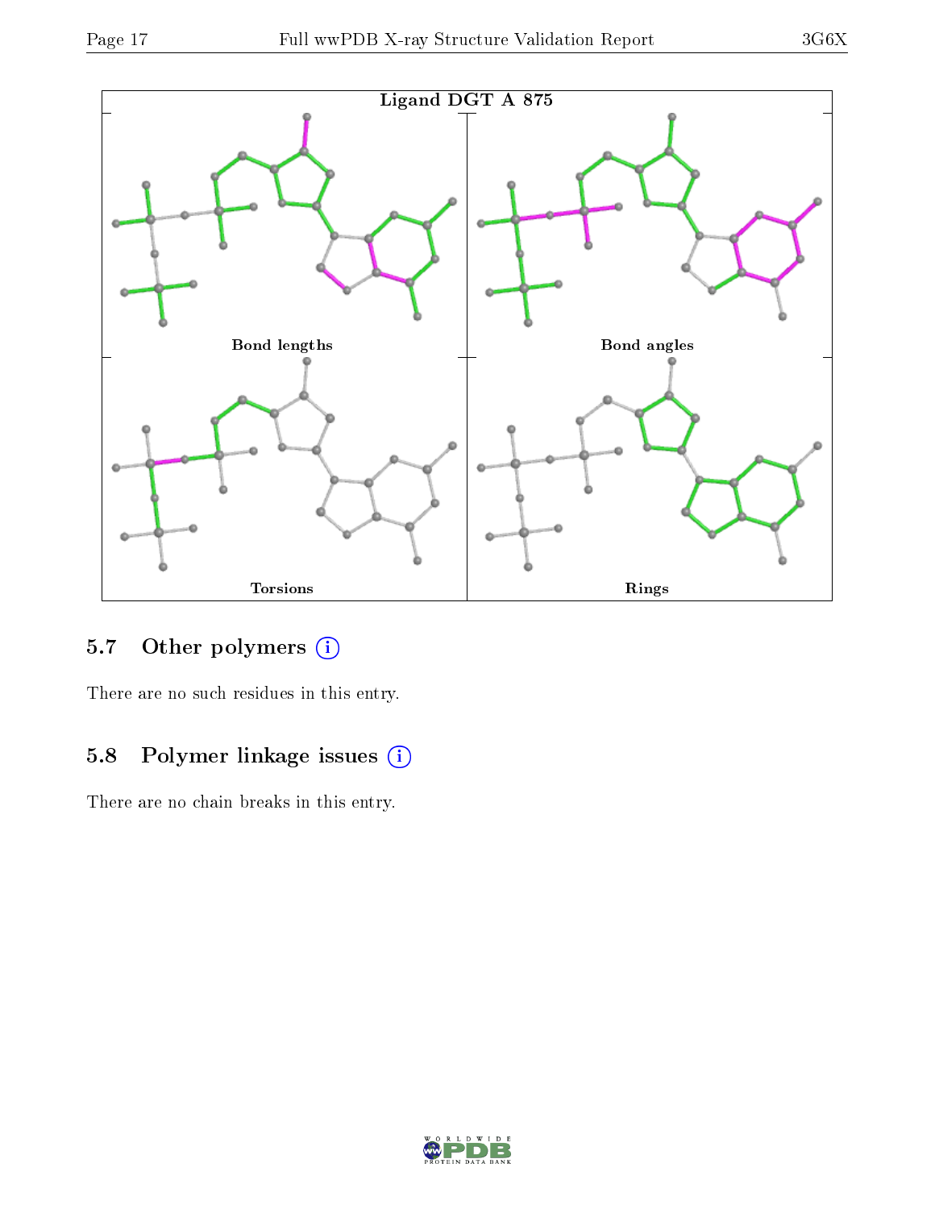Ligand DGT A 875

Bond lengths

Bond angles

Torsions

Rings

### 5.7 Other polymers (i)

There are no such residues in this entry.

### 5.8 Polymer linkage issues (i)

There are no chain breaks in this entry.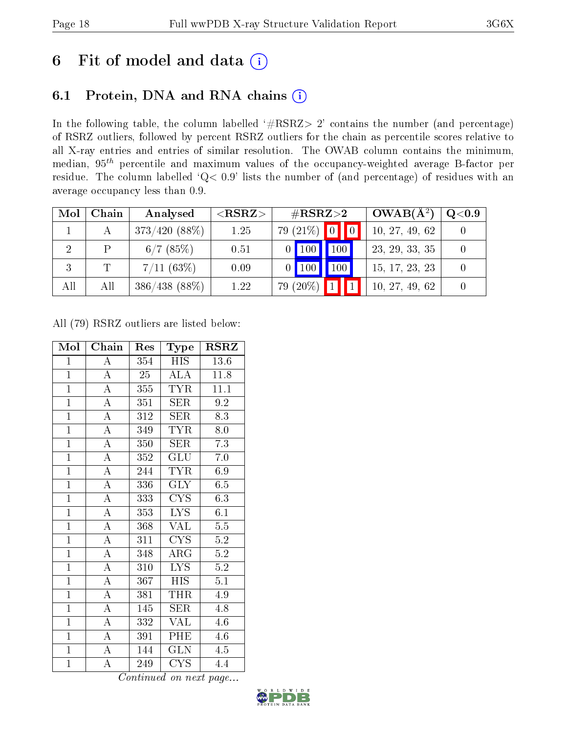# 6 Fit of model and data (i)

## 6.1 Protein, DNA and RNA chains (i)

In the following table, the column labelled '#RSRZ> 2' contains the number (and percentage) of RSRZ outliers, followed by percent RSRZ outliers for the chain as percentile scores relative to all X-ray entries and entries of similar resolution. The OWAB column contains the minimum, median, $95^{th}$ percentile and maximum values of the occupancy-weighted average B-factor per residue. The column labelled 'Q< 0.9' lists the number of (and percentage) of residues with an average occupancy less than 0.9.

| Mol | Chain | Analysed | <RSRZ> | #RSRZ>2 | | | OWAB(Å$^2$) | Q<0.9 |
|---|---|---|---|---|---|---|---|---|
| 1 | A | 373/420 (88%) | 1.25 | 79 (21%) | 0 | 0 | 10, 27, 49, 62 | 0 |
| 2 | P | 6/7 (85%) | 0.51 | 0 | 100 | 100 | 23, 29, 33, 35 | 0 |
| 3 | T | 7/11 (63%) | 0.09 | 0 | 100 | 100 | 15, 17, 23, 23 | 0 |
| All | All | 386/438 (88%) | 1.22 | 79 (20%) | 1 | 1 | 10, 27, 49, 62 | 0 |

All (79) RSRZ outliers are listed below:

| Mol | Chain | Res | Type | RSRZ |
|---|---|---|---|---|
| 1 | A | 354 | HIS | 13.6 |
| 1 | A | 25 | ALA | 11.8 |
| 1 | A | 355 | TYR | 11.1 |
| 1 | A | 351 | SER | 9.2 |
| 1 | A | 312 | SER | 8.3 |
| 1 | A | 349 | TYR | 8.0 |
| 1 | A | 350 | SER | 7.3 |
| 1 | A | 352 | GLU | 7.0 |
| 1 | A | 244 | TYR | 6.9 |
| 1 | A | 336 | GLY | 6.5 |
| 1 | A | 333 | CYS | 6.3 |
| 1 | A | 353 | LYS | 6.1 |
| 1 | A | 368 | VAL | 5.5 |
| 1 | A | 311 | CYS | 5.2 |
| 1 | A | 348 | ARG | 5.2 |
| 1 | A | 310 | LYS | 5.2 |
| 1 | A | 367 | HIS | 5.1 |
| 1 | A | 381 | THR | 4.9 |
| 1 | A | 145 | SER | 4.8 |
| 1 | A | 332 | VAL | 4.6 |
| 1 | A | 391 | PHE | 4.6 |
| 1 | A | 144 | GLN | 4.5 |
| 1 | A | 249 | CYS | 4.4 |

*Continued on next page...*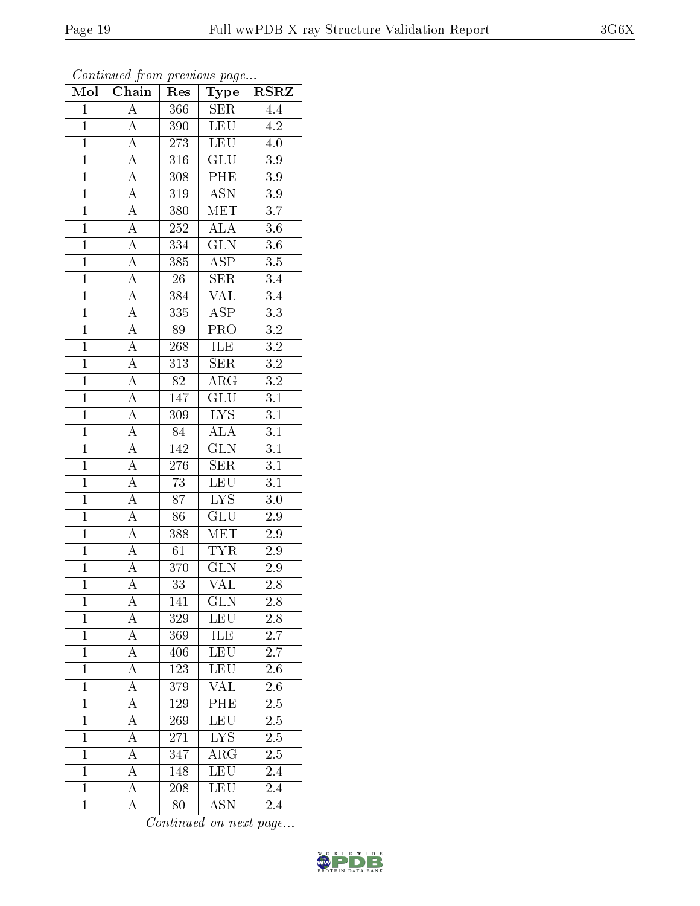*Continued from previous page...*

| Mol | Chain | Res | Type | RSRZ |
|---|---|---|---|---|
| 1 | A | 366 | SER | 4.4 |
| 1 | A | 390 | LEU | 4.2 |
| 1 | A | 273 | LEU | 4.0 |
| 1 | A | 316 | GLU | 3.9 |
| 1 | A | 308 | PHE | 3.9 |
| 1 | A | 319 | ASN | 3.9 |
| 1 | A | 380 | MET | 3.7 |
| 1 | A | 252 | ALA | 3.6 |
| 1 | A | 334 | GLN | 3.6 |
| 1 | A | 385 | ASP | 3.5 |
| 1 | A | 26 | SER | 3.4 |
| 1 | A | 384 | VAL | 3.4 |
| 1 | A | 335 | ASP | 3.3 |
| 1 | A | 89 | PRO | 3.2 |
| 1 | A | 268 | ILE | 3.2 |
| 1 | A | 313 | SER | 3.2 |
| 1 | A | 82 | ARG | 3.2 |
| 1 | A | 147 | GLU | 3.1 |
| 1 | A | 309 | LYS | 3.1 |
| 1 | A | 84 | ALA | 3.1 |
| 1 | A | 142 | GLN | 3.1 |
| 1 | A | 276 | SER | 3.1 |
| 1 | A | 73 | LEU | 3.1 |
| 1 | A | 87 | LYS | 3.0 |
| 1 | A | 86 | GLU | 2.9 |
| 1 | A | 388 | MET | 2.9 |
| 1 | A | 61 | TYR | 2.9 |
| 1 | A | 370 | GLN | 2.9 |
| 1 | A | 33 | VAL | 2.8 |
| 1 | A | 141 | GLN | 2.8 |
| 1 | A | 329 | LEU | 2.8 |
| 1 | A | 369 | ILE | 2.7 |
| 1 | A | 406 | LEU | 2.7 |
| 1 | A | 123 | LEU | 2.6 |
| 1 | A | 379 | VAL | 2.6 |
| 1 | A | 129 | PHE | 2.5 |
| 1 | A | 269 | LEU | 2.5 |
| 1 | A | 271 | LYS | 2.5 |
| 1 | A | 347 | ARG | 2.5 |
| 1 | A | 148 | LEU | 2.4 |
| 1 | A | 208 | LEU | 2.4 |
| 1 | A | 80 | ASN | 2.4 |

*Continued on next page...*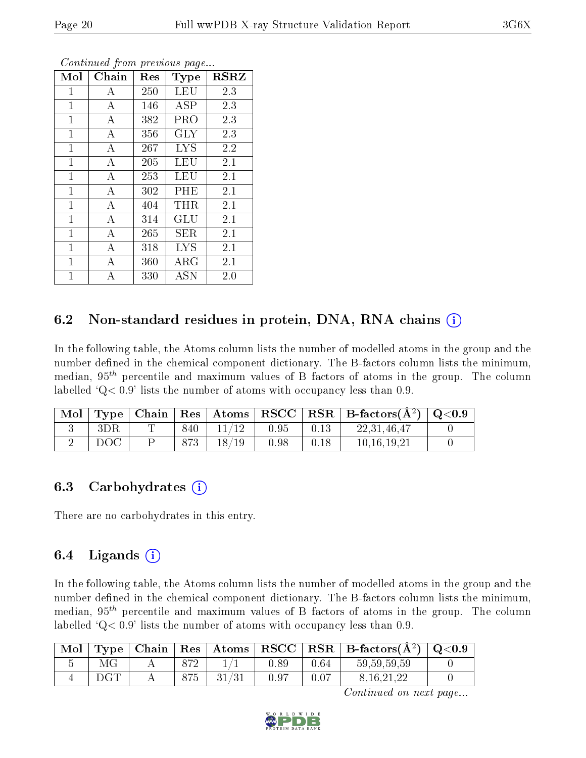*Continued from previous page...*

| Mol | Chain | Res | Type | RSRZ |
|---|---|---|---|---|
| 1 | A | 250 | LEU | 2.3 |
| 1 | A | 146 | ASP | 2.3 |
| 1 | A | 382 | PRO | 2.3 |
| 1 | A | 356 | GLY | 2.3 |
| 1 | A | 267 | LYS | 2.2 |
| 1 | A | 205 | LEU | 2.1 |
| 1 | A | 253 | LEU | 2.1 |
| 1 | A | 302 | PHE | 2.1 |
| 1 | A | 404 | THR | 2.1 |
| 1 | A | 314 | GLU | 2.1 |
| 1 | A | 265 | SER | 2.1 |
| 1 | A | 318 | LYS | 2.1 |
| 1 | A | 360 | ARG | 2.1 |
| 1 | A | 330 | ASN | 2.0 |

## 6.2 Non-standard residues in protein, DNA, RNA chains

In the following table, the Atoms column lists the number of modelled atoms in the group and the number defined in the chemical component dictionary. The B-factors column lists the minimum, median, $95^{th}$ percentile and maximum values of B factors of atoms in the group. The column labelled 'Q< 0.9' lists the number of atoms with occupancy less than 0.9.

| Mol | Type | Chain | Res | Atoms | RSCC | RSR | B-factors(Å$^2$) | Q<0.9 |
|---|---|---|---|---|---|---|---|---|
| 3 | 3DR | T | 840 | 11/12 | 0.95 | 0.13 | 22,31,46,47 | 0 |
| 2 | DOC | P | 873 | 18/19 | 0.98 | 0.18 | 10,16,19,21 | 0 |

## 6.3 Carbohydrates

There are no carbohydrates in this entry.

## 6.4 Ligands

In the following table, the Atoms column lists the number of modelled atoms in the group and the number defined in the chemical component dictionary. The B-factors column lists the minimum, median, $95^{th}$ percentile and maximum values of B factors of atoms in the group. The column labelled 'Q< 0.9' lists the number of atoms with occupancy less than 0.9.

| Mol | Type | Chain | Res | Atoms | RSCC | RSR | B-factors(Å$^2$) | Q<0.9 |
|---|---|---|---|---|---|---|---|---|
| 5 | MG | A | 872 | 1/1 | 0.89 | 0.64 | 59,59,59,59 | 0 |
| 4 | DGT | A | 875 | 31/31 | 0.97 | 0.07 | 8,16,21,22 | 0 |

*Continued on next page...*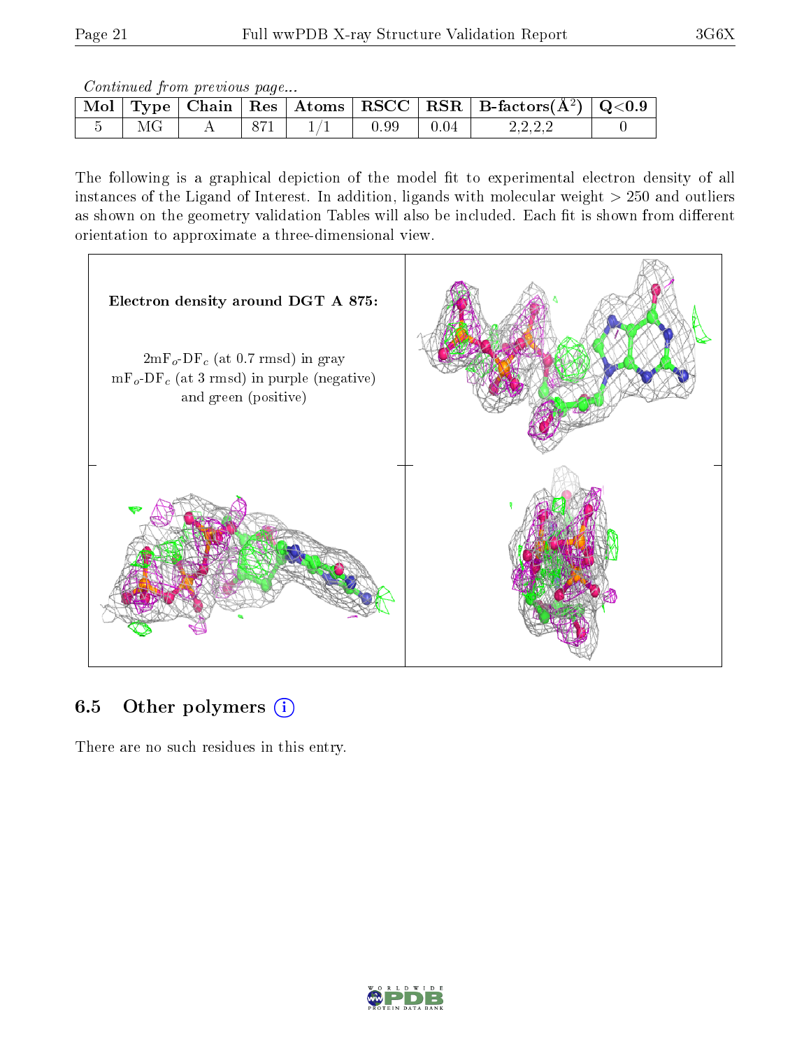*Continued from previous page...*

| Mol | Type | Chain | Res | Atoms | RSCC | RSR | B-factors($Å^2$) | Q<0.9 |
|---|---|---|---|---|---|---|---|---|
| 5 | MG | A | 871 | 1/1 | 0.99 | 0.04 | 2,2,2,2 | 0 |

The following is a graphical depiction of the model fit to experimental electron density of all instances of the Ligand of Interest. In addition, ligands with molecular weight > 250 and outliers as shown on the geometry validation Tables will also be included. Each fit is shown from different orientation to approximate a three-dimensional view.

**Electron density around DGT A 875:**

$2mF_o$-$DF_c$ (at 0.7 rmsd) in gray
$mF_o$-$DF_c$ (at 3 rmsd) in purple (negative) and green (positive)

## 6.5 Other polymers

There are no such residues in this entry.